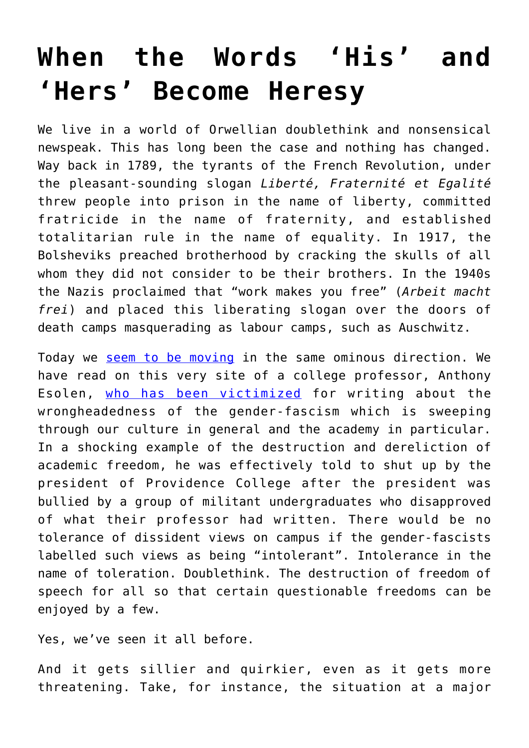# When the Words 'His' and 'Hers' Become Heresy

We live in a world of Orwellian doublethink and nonsensical newspeak. This has long been the case and nothing has changed. Way back in 1789, the tyrants of the French Revolution, under the pleasant-sounding slogan *Liberté, Fraternité et Egalité* threw people into prison in the name of liberty, committed fratricide in the name of fraternity, and established totalitarian rule in the name of equality. In 1917, the Bolsheviks preached brotherhood by cracking the skulls of all whom they did not consider to be their brothers. In the 1940s the Nazis proclaimed that "work makes you free" (*Arbeit macht frei*) and placed this liberating slogan over the doors of death camps masquerading as labour camps, such as Auschwitz.

Today we seem to be moving in the same ominous direction. We have read on this very site of a college professor, Anthony Esolen, who has been victimized for writing about the wrongheadedness of the gender-fascism which is sweeping through our culture in general and the academy in particular. In a shocking example of the destruction and dereliction of academic freedom, he was effectively told to shut up by the president of Providence College after the president was bullied by a group of militant undergraduates who disapproved of what their professor had written. There would be no tolerance of dissident views on campus if the gender-fascists labelled such views as being "intolerant". Intolerance in the name of toleration. Doublethink. The destruction of freedom of speech for all so that certain questionable freedoms can be enjoyed by a few.

Yes, we've seen it all before.

And it gets sillier and quirkier, even as it gets more threatening. Take, for instance, the situation at a major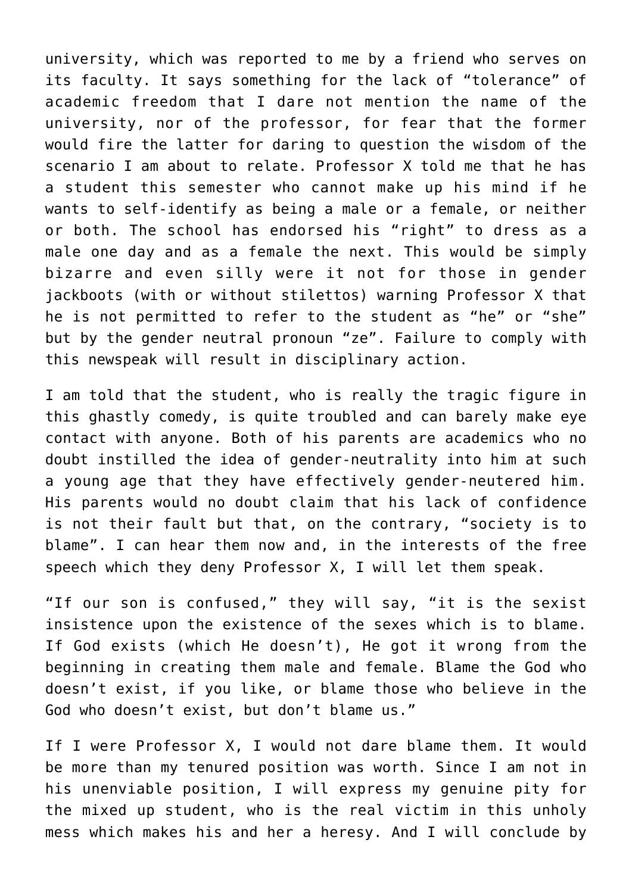university, which was reported to me by a friend who serves on its faculty. It says something for the lack of "tolerance" of academic freedom that I dare not mention the name of the university, nor of the professor, for fear that the former would fire the latter for daring to question the wisdom of the scenario I am about to relate. Professor X told me that he has a student this semester who cannot make up his mind if he wants to self-identify as being a male or a female, or neither or both. The school has endorsed his "right" to dress as a male one day and as a female the next. This would be simply bizarre and even silly were it not for those in gender jackboots (with or without stilettos) warning Professor X that he is not permitted to refer to the student as "he" or "she" but by the gender neutral pronoun "ze". Failure to comply with this newspeak will result in disciplinary action.

I am told that the student, who is really the tragic figure in this ghastly comedy, is quite troubled and can barely make eye contact with anyone. Both of his parents are academics who no doubt instilled the idea of gender-neutrality into him at such a young age that they have effectively gender-neutered him. His parents would no doubt claim that his lack of confidence is not their fault but that, on the contrary, "society is to blame". I can hear them now and, in the interests of the free speech which they deny Professor X, I will let them speak.

"If our son is confused," they will say, "it is the sexist insistence upon the existence of the sexes which is to blame. If God exists (which He doesn't), He got it wrong from the beginning in creating them male and female. Blame the God who doesn't exist, if you like, or blame those who believe in the God who doesn't exist, but don't blame us."

If I were Professor X, I would not dare blame them. It would be more than my tenured position was worth. Since I am not in his unenviable position, I will express my genuine pity for the mixed up student, who is the real victim in this unholy mess which makes his and her a heresy. And I will conclude by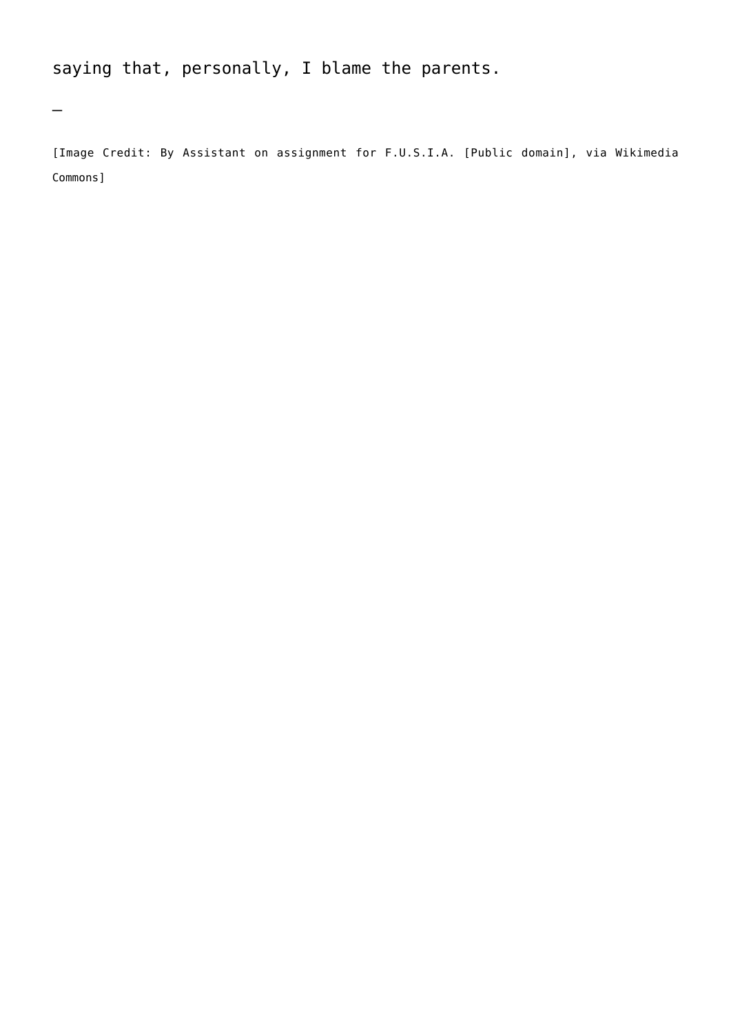saying that, personally, I blame the parents.

—

[Image Credit: By Assistant on assignment for F.U.S.I.A. [Public domain], via Wikimedia Commons]